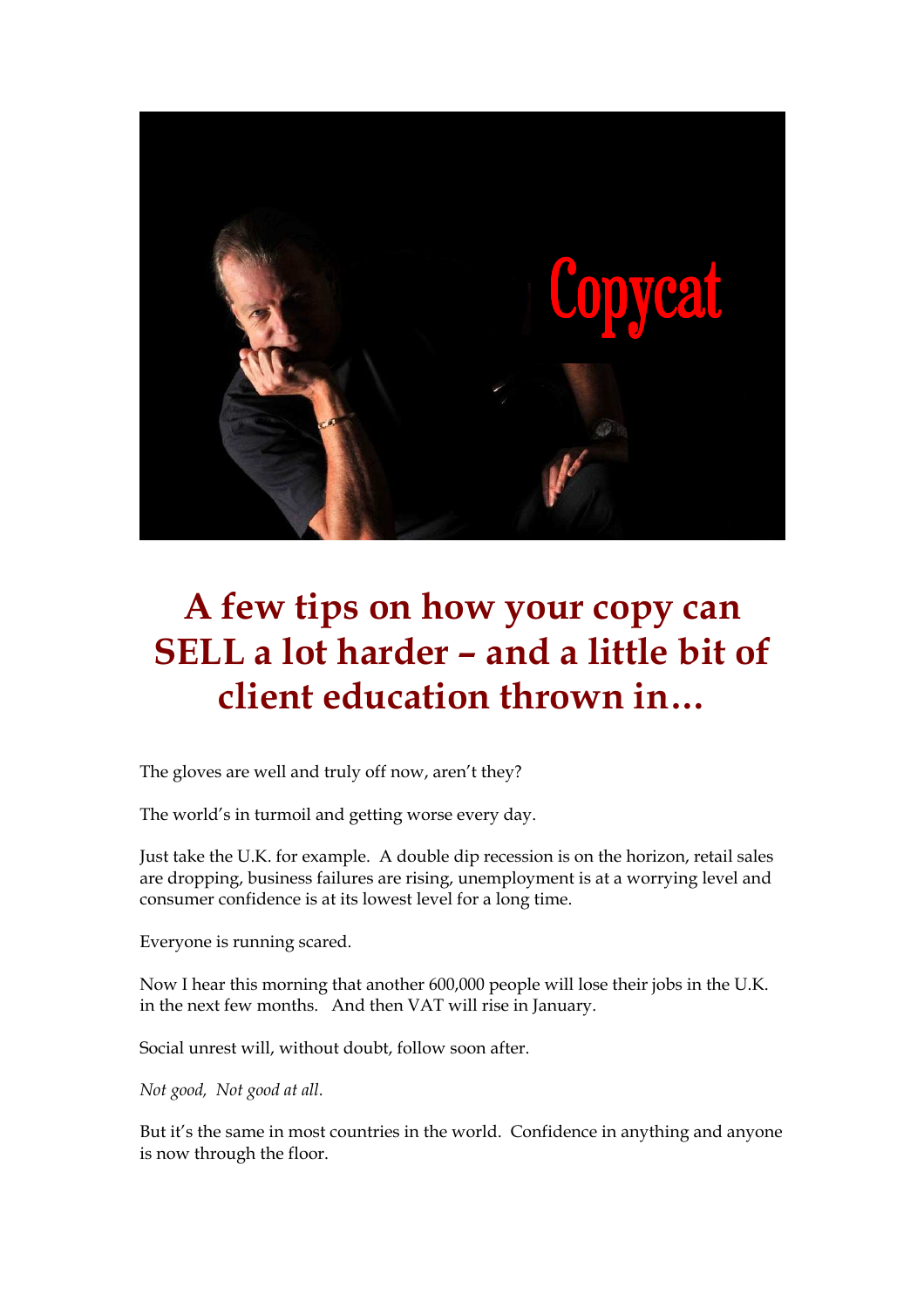# A few tips on how your copy can SELL a lot harder – and a little bit of client education thrown in…

The gloves are well and truly off now, aren't they?

The world's in turmoil and getting worse every day.

Just take the U.K. for example. A double dip recession is on the horizon, retail sales are dropping, business failures are rising, unemployment is at a worrying level and consumer confidence is at its lowest level for a long time.

Everyone is running scared.

Now I hear this morning that another 600,000 people will lose their jobs in the U.K. in the next few months. And then VAT will rise in January.

Social unrest will, without doubt, follow soon after.

*Not good, Not good at all.*

But it's the same in most countries in the world. Confidence in anything and anyone is now through the floor.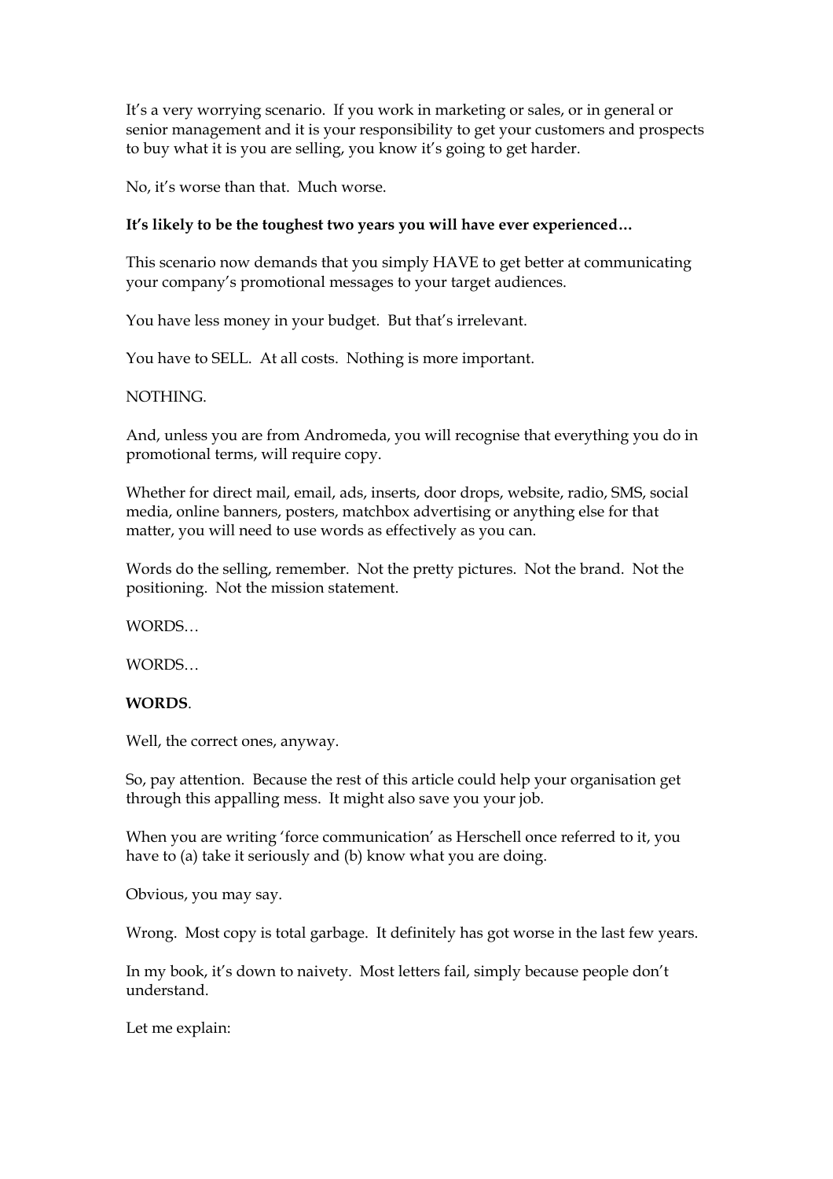It's a very worrying scenario. If you work in marketing or sales, or in general or senior management and it is your responsibility to get your customers and prospects to buy what it is you are selling, you know it's going to get harder.

No, it's worse than that. Much worse.

**It's likely to be the toughest two years you will have ever experienced…**

This scenario now demands that you simply HAVE to get better at communicating your company's promotional messages to your target audiences.

You have less money in your budget. But that's irrelevant.

You have to SELL. At all costs. Nothing is more important.

NOTHING.

And, unless you are from Andromeda, you will recognise that everything you do in promotional terms, will require copy.

Whether for direct mail, email, ads, inserts, door drops, website, radio, SMS, social media, online banners, posters, matchbox advertising or anything else for that matter, you will need to use words as effectively as you can.

Words do the selling, remember. Not the pretty pictures. Not the brand. Not the positioning. Not the mission statement.

WORDS…

WORDS…

**WORDS**.

Well, the correct ones, anyway.

So, pay attention. Because the rest of this article could help your organisation get through this appalling mess. It might also save you your job.

When you are writing 'force communication' as Herschell once referred to it, you have to (a) take it seriously and (b) know what you are doing.

Obvious, you may say.

Wrong. Most copy is total garbage. It definitely has got worse in the last few years.

In my book, it's down to naivety. Most letters fail, simply because people don't understand.

Let me explain: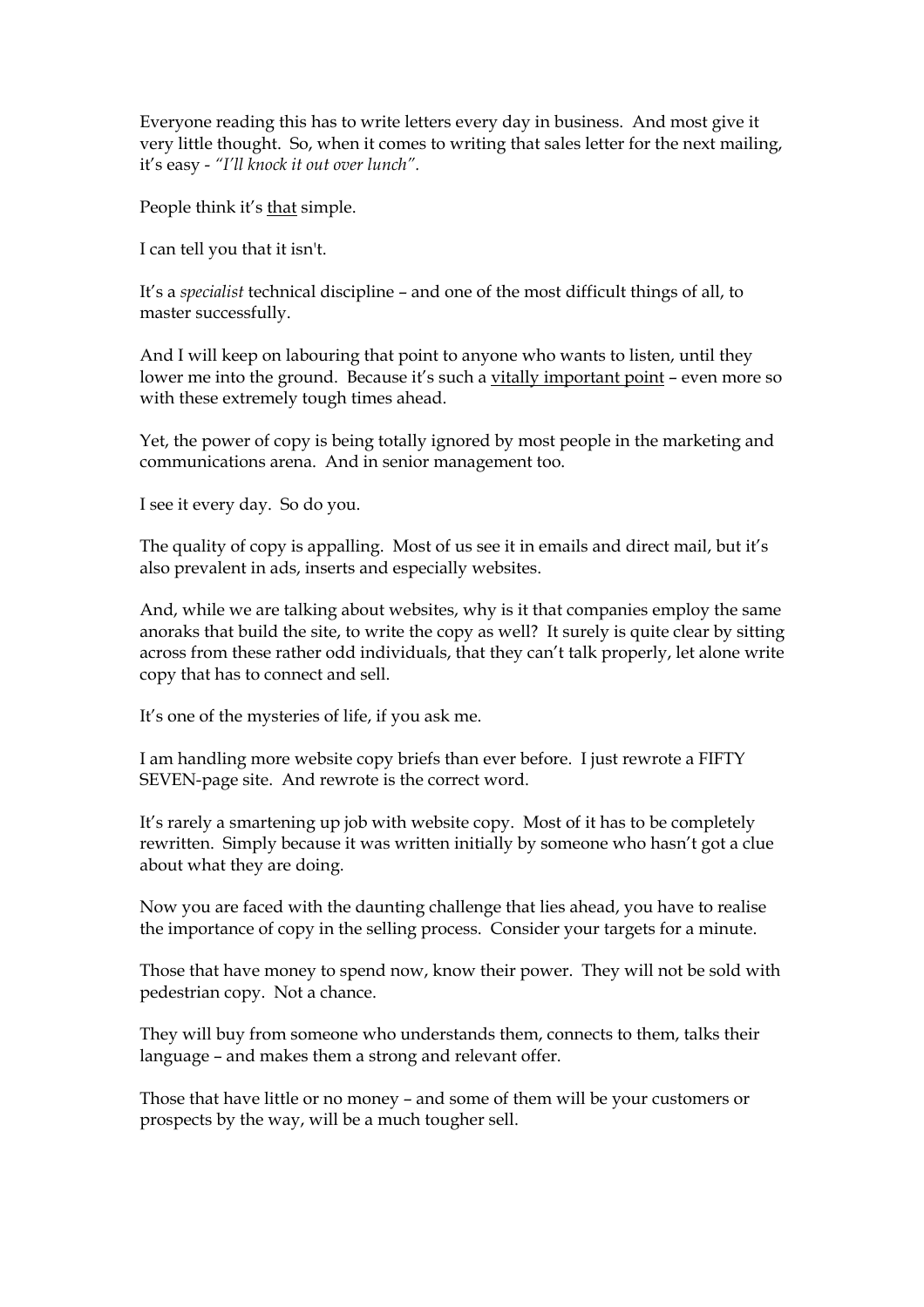Everyone reading this has to write letters every day in business. And most give it very little thought. So, when it comes to writing that sales letter for the next mailing, it's easy - *"I'll knock it out over lunch".*

People think it's <u>that</u> simple.

I can tell you that it isn't.

It's a *specialist* technical discipline – and one of the most difficult things of all, to master successfully.

And I will keep on labouring that point to anyone who wants to listen, until they lower me into the ground. Because it's such a <u>vitally important point</u> – even more so with these extremely tough times ahead.

Yet, the power of copy is being totally ignored by most people in the marketing and communications arena. And in senior management too.

I see it every day. So do you.

The quality of copy is appalling. Most of us see it in emails and direct mail, but it's also prevalent in ads, inserts and especially websites.

And, while we are talking about websites, why is it that companies employ the same anoraks that build the site, to write the copy as well? It surely is quite clear by sitting across from these rather odd individuals, that they can't talk properly, let alone write copy that has to connect and sell.

It's one of the mysteries of life, if you ask me.

I am handling more website copy briefs than ever before. I just rewrote a FIFTY SEVEN-page site. And rewrote is the correct word.

It's rarely a smartening up job with website copy. Most of it has to be completely rewritten. Simply because it was written initially by someone who hasn't got a clue about what they are doing.

Now you are faced with the daunting challenge that lies ahead, you have to realise the importance of copy in the selling process. Consider your targets for a minute.

Those that have money to spend now, know their power. They will not be sold with pedestrian copy. Not a chance.

They will buy from someone who understands them, connects to them, talks their language – and makes them a strong and relevant offer.

Those that have little or no money – and some of them will be your customers or prospects by the way, will be a much tougher sell.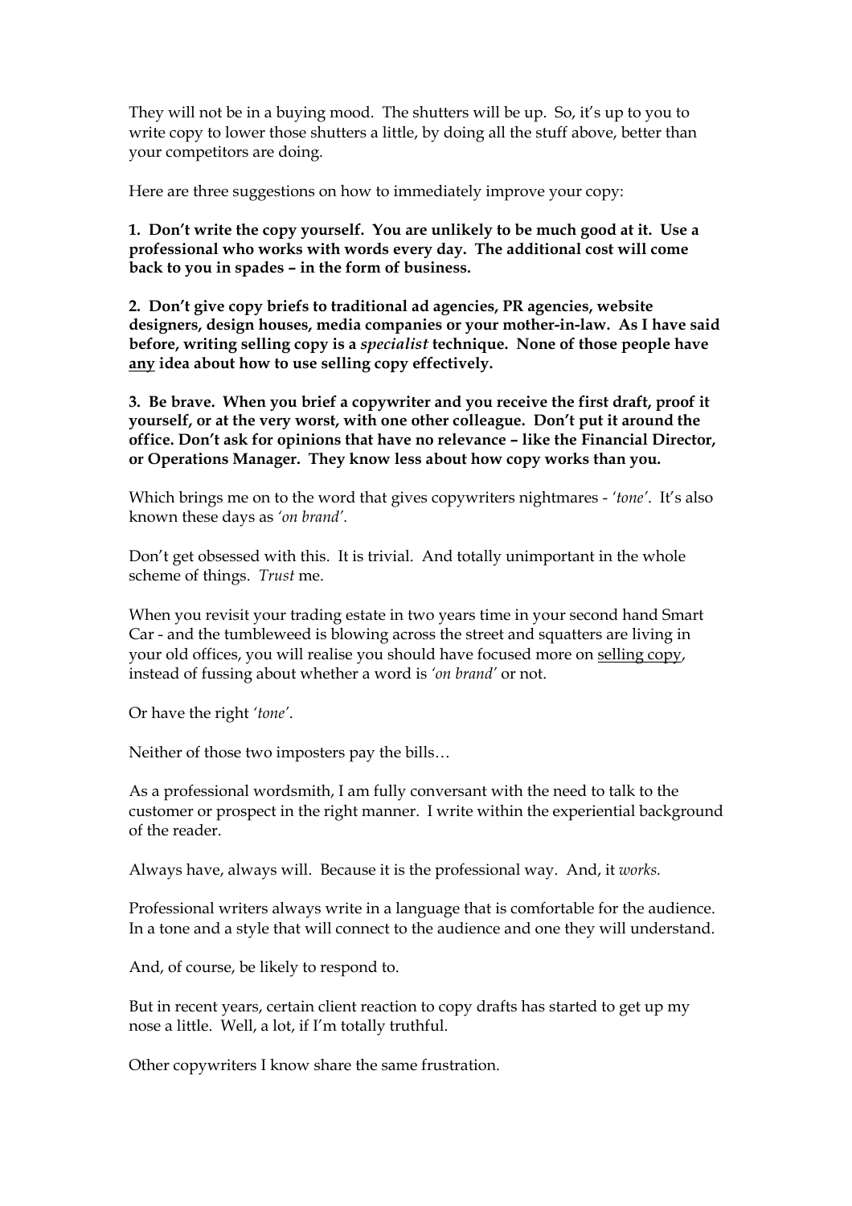They will not be in a buying mood. The shutters will be up. So, it's up to you to write copy to lower those shutters a little, by doing all the stuff above, better than your competitors are doing.

Here are three suggestions on how to immediately improve your copy:

**1. Don't write the copy yourself. You are unlikely to be much good at it. Use a professional who works with words every day. The additional cost will come back to you in spades – in the form of business.**

**2. Don't give copy briefs to traditional ad agencies, PR agencies, website designers, design houses, media companies or your mother-in-law. As I have said before, writing selling copy is a *specialist* technique. None of those people have <u>any</u> idea about how to use selling copy effectively.**

**3. Be brave. When you brief a copywriter and you receive the first draft, proof it yourself, or at the very worst, with one other colleague. Don't put it around the office. Don't ask for opinions that have no relevance – like the Financial Director, or Operations Manager. They know less about how copy works than you.**

Which brings me on to the word that gives copywriters nightmares - *'tone'*. It's also known these days as *'on brand'*.

Don't get obsessed with this. It is trivial. And totally unimportant in the whole scheme of things. *Trust* me.

When you revisit your trading estate in two years time in your second hand Smart Car - and the tumbleweed is blowing across the street and squatters are living in your old offices, you will realise you should have focused more on <u>selling copy</u>, instead of fussing about whether a word is *'on brand'* or not.

Or have the right *'tone'*.

Neither of those two imposters pay the bills…

As a professional wordsmith, I am fully conversant with the need to talk to the customer or prospect in the right manner. I write within the experiential background of the reader.

Always have, always will. Because it is the professional way. And, it *works.*

Professional writers always write in a language that is comfortable for the audience. In a tone and a style that will connect to the audience and one they will understand.

And, of course, be likely to respond to.

But in recent years, certain client reaction to copy drafts has started to get up my nose a little. Well, a lot, if I'm totally truthful.

Other copywriters I know share the same frustration.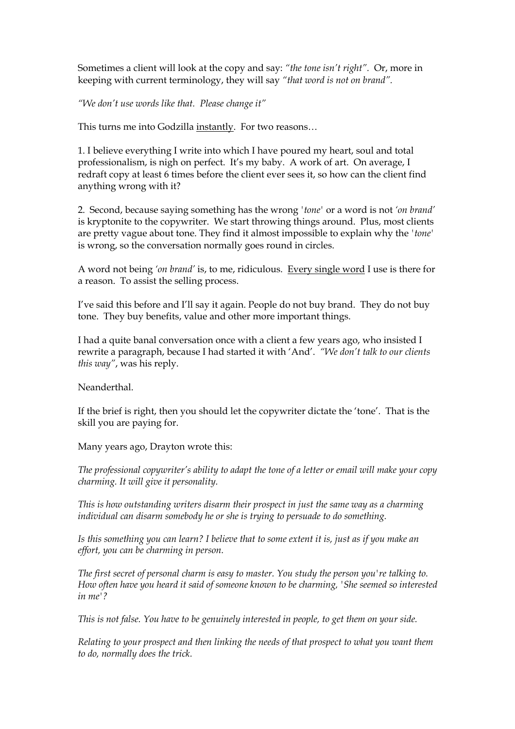Sometimes a client will look at the copy and say: *"the tone isn't right"*. Or, more in keeping with current terminology, they will say *"that word is not on brand"*.

*"We don't use words like that. Please change it"*

This turns me into Godzilla <u>instantly</u>. For two reasons…

1. I believe everything I write into which I have poured my heart, soul and total professionalism, is nigh on perfect. It's my baby. A work of art. On average, I redraft copy at least 6 times before the client ever sees it, so how can the client find anything wrong with it?

2. Second, because saying something has the wrong '*tone*' or a word is not *'on brand'* is kryptonite to the copywriter. We start throwing things around. Plus, most clients are pretty vague about tone. They find it almost impossible to explain why the '*tone*' is wrong, so the conversation normally goes round in circles.

A word not being *'on brand'* is, to me, ridiculous. <u>Every single word</u> I use is there for a reason. To assist the selling process.

I've said this before and I'll say it again. People do not buy brand. They do not buy tone. They buy benefits, value and other more important things.

I had a quite banal conversation once with a client a few years ago, who insisted I rewrite a paragraph, because I had started it with 'And'. *"We don't talk to our clients this way"*, was his reply.

Neanderthal.

If the brief is right, then you should let the copywriter dictate the 'tone'. That is the skill you are paying for.

Many years ago, Drayton wrote this:

*The professional copywriter's ability to adapt the tone of a letter or email will make your copy charming. It will give it personality.*

*This is how outstanding writers disarm their prospect in just the same way as a charming individual can disarm somebody he or she is trying to persuade to do something.*

*Is this something you can learn? I believe that to some extent it is, just as if you make an effort, you can be charming in person.*

*The first secret of personal charm is easy to master. You study the person you're talking to. How often have you heard it said of someone known to be charming, 'She seemed so interested in me'?*

*This is not false. You have to be genuinely interested in people, to get them on your side.*

*Relating to your prospect and then linking the needs of that prospect to what you want them to do, normally does the trick.*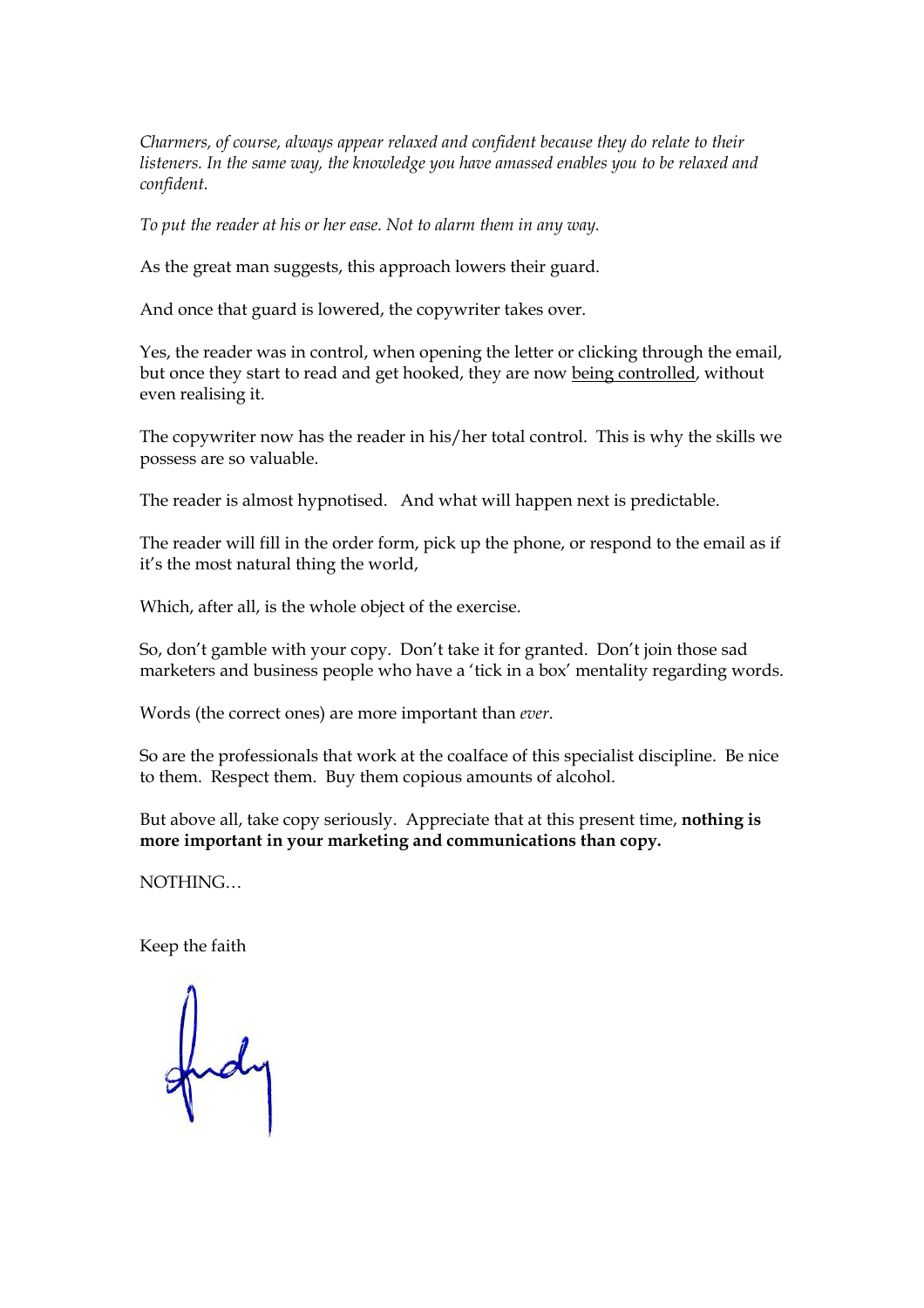*Charmers, of course, always appear relaxed and confident because they do relate to their listeners. In the same way, the knowledge you have amassed enables you to be relaxed and confident.*

*To put the reader at his or her ease. Not to alarm them in any way.*

As the great man suggests, this approach lowers their guard.

And once that guard is lowered, the copywriter takes over.

Yes, the reader was in control, when opening the letter or clicking through the email, but once they start to read and get hooked, they are now <u>being controlled</u>, without even realising it.

The copywriter now has the reader in his/her total control. This is why the skills we possess are so valuable.

The reader is almost hypnotised. And what will happen next is predictable.

The reader will fill in the order form, pick up the phone, or respond to the email as if it's the most natural thing the world,

Which, after all, is the whole object of the exercise.

So, don't gamble with your copy. Don't take it for granted. Don't join those sad marketers and business people who have a 'tick in a box' mentality regarding words.

Words (the correct ones) are more important than *ever*.

So are the professionals that work at the coalface of this specialist discipline. Be nice to them. Respect them. Buy them copious amounts of alcohol.

But above all, take copy seriously. Appreciate that at this present time, **nothing is more important in your marketing and communications than copy.**

NOTHING…

Keep the faith

Andy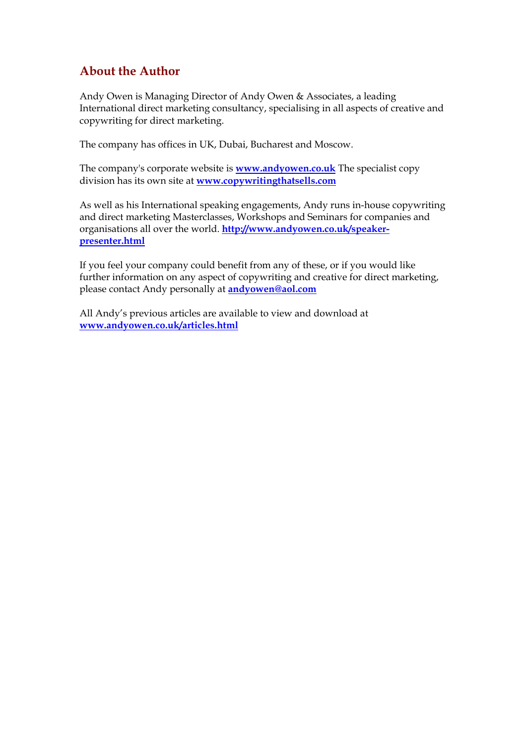## About the Author

Andy Owen is Managing Director of Andy Owen & Associates, a leading International direct marketing consultancy, specialising in all aspects of creative and copywriting for direct marketing.

The company has offices in UK, Dubai, Bucharest and Moscow.

The company's corporate website is **www.andyowen.co.uk** The specialist copy division has its own site at **www.copywritingthatsells.com**

As well as his International speaking engagements, Andy runs in-house copywriting and direct marketing Masterclasses, Workshops and Seminars for companies and organisations all over the world. **http://www.andyowen.co.uk/speaker-presenter.html**

If you feel your company could benefit from any of these, or if you would like further information on any aspect of copywriting and creative for direct marketing, please contact Andy personally at **andyowen@aol.com**

All Andy's previous articles are available to view and download at **www.andyowen.co.uk/articles.html**